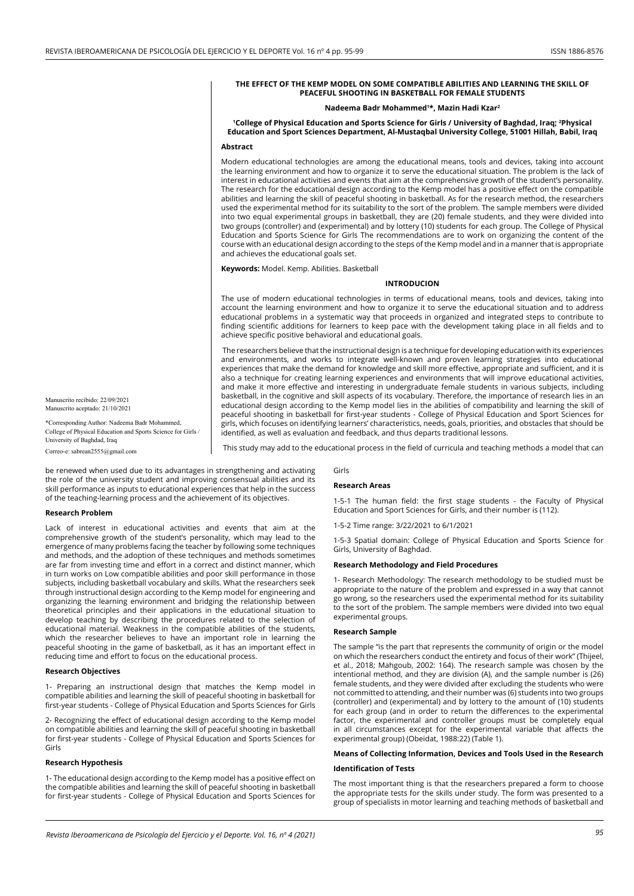# THE EFFECT OF THE KEMP MODEL ON SOME COMPATIBLE ABILITIES AND LEARNING THE SKILL OF PEACEFUL SHOOTING IN BASKETBALL FOR FEMALE STUDENTS

**Nadeema Badr Mohammed[1]*, Mazin Hadi Kzar[2]**

**[1]College of Physical Education and Sports Science for Girls / University of Baghdad, Iraq; [2]Physical Education and Sport Sciences Department, Al-Mustaqbal University College, 51001 Hillah, Babil, Iraq**

### Abstract

Modern educational technologies are among the educational means, tools and devices, taking into account the learning environment and how to organize it to serve the educational situation. The problem is the lack of interest in educational activities and events that aim at the comprehensive growth of the student's personality. The research for the educational design according to the Kemp model has a positive effect on the compatible abilities and learning the skill of peaceful shooting in basketball. As for the research method, the researchers used the experimental method for its suitability to the sort of the problem. The sample members were divided into two equal experimental groups in basketball, they are (20) female students, and they were divided into two groups (controller) and (experimental) and by lottery (10) students for each group. The College of Physical Education and Sports Science for Girls The recommendations are to work on organizing the content of the course with an educational design according to the steps of the Kemp model and in a manner that is appropriate and achieves the educational goals set.

**Keywords:** Model. Kemp. Abilities. Basketball

Manuscrito recibido: 22/09/2021
Manuscrito aceptado: 21/10/2021

*Corresponding Author: Nadeema Badr Mohammed, College of Physical Education and Sports Science for Girls / University of Baghdad, Iraq

Correo-e: sabrean2555@gmail.com

### INTRODUCION

The use of modern educational technologies in terms of educational means, tools and devices, taking into account the learning environment and how to organize it to serve the educational situation and to address educational problems in a systematic way that proceeds in organized and integrated steps to contribute to finding scientific additions for learners to keep pace with the development taking place in all fields and to achieve specific positive behavioral and educational goals.

The researchers believe that the instructional design is a technique for developing education with its experiences and environments, and works to integrate well-known and proven learning strategies into educational experiences that make the demand for knowledge and skill more effective, appropriate and sufficient, and it is also a technique for creating learning experiences and environments that will improve educational activities, and make it more effective and interesting in undergraduate female students in various subjects, including basketball, in the cognitive and skill aspects of its vocabulary. Therefore, the importance of research lies in an educational design according to the Kemp model lies in the abilities of compatibility and learning the skill of peaceful shooting in basketball for first-year students - College of Physical Education and Sport Sciences for girls, which focuses on identifying learners' characteristics, needs, goals, priorities, and obstacles that should be identified, as well as evaluation and feedback, and thus departs traditional lessons.

This study may add to the educational process in the field of curricula and teaching methods a model that can be renewed when used due to its advantages in strengthening and activating the role of the university student and improving consensual abilities and its skill performance as inputs to educational experiences that help in the success of the teaching-learning process and the achievement of its objectives.

### Research Problem

Lack of interest in educational activities and events that aim at the comprehensive growth of the student's personality, which may lead to the emergence of many problems facing the teacher by following some techniques and methods, and the adoption of these techniques and methods sometimes are far from investing time and effort in a correct and distinct manner, which in turn works on Low compatible abilities and poor skill performance in those subjects, including basketball vocabulary and skills. What the researchers seek through instructional design according to the Kemp model for engineering and organizing the learning environment and bridging the relationship between theoretical principles and their applications in the educational situation to develop teaching by describing the procedures related to the selection of educational material. Weakness in the compatible abilities of the students, which the researcher believes to have an important role in learning the peaceful shooting in the game of basketball, as it has an important effect in reducing time and effort to focus on the educational process.

### Research Objectives

1- Preparing an instructional design that matches the Kemp model in compatible abilities and learning the skill of peaceful shooting in basketball for first-year students - College of Physical Education and Sports Sciences for Girls

2- Recognizing the effect of educational design according to the Kemp model on compatible abilities and learning the skill of peaceful shooting in basketball for first-year students - College of Physical Education and Sports Sciences for Girls

### Research Hypothesis

1- The educational design according to the Kemp model has a positive effect on the compatible abilities and learning the skill of peaceful shooting in basketball for first-year students - College of Physical Education and Sports Sciences for Girls

### Research Areas

1-5-1 The human field: the first stage students - the Faculty of Physical Education and Sport Sciences for Girls, and their number is (112).

1-5-2 Time range: 3/22/2021 to 6/1/2021

1-5-3 Spatial domain: College of Physical Education and Sports Science for Girls, University of Baghdad.

### Research Methodology and Field Procedures

1- Research Methodology: The research methodology to be studied must be appropriate to the nature of the problem and expressed in a way that cannot go wrong, so the researchers used the experimental method for its suitability to the sort of the problem. The sample members were divided into two equal experimental groups.

### Research Sample

The sample "is the part that represents the community of origin or the model on which the researchers conduct the entirety and focus of their work" (Thijeel, et al., 2018; Mahgoub, 2002: 164). The research sample was chosen by the intentional method, and they are division (A), and the sample number is (26) female students, and they were divided after excluding the students who were not committed to attending, and their number was (6) students into two groups (controller) and (experimental) and by lottery to the amount of (10) students for each group (and in order to return the differences to the experimental factor, the experimental and controller groups must be completely equal in all circumstances except for the experimental variable that affects the experimental group) (Obeidat, 1988:22) (Table 1).

### Means of Collecting Information, Devices and Tools Used in the Research

### Identification of Tests

The most important thing is that the researchers prepared a form to choose the appropriate tests for the skills under study. The form was presented to a group of specialists in motor learning and teaching methods of basketball and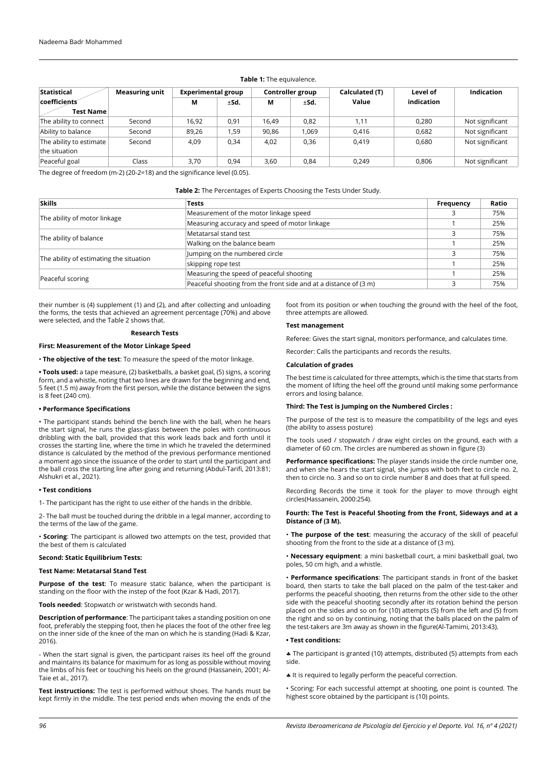**Table 1:** The equivalence.

| Statistical coefficients / Test Name | Measuring unit | Experimental group | | Controller group | | Calculated (T) Value | Level of indication | Indication |
|---|---|---|---|---|---|---|---|---|
| | | M | ±Sd. | M | ±Sd. | | | |
| The ability to connect | Second | 16,92 | 0,91 | 16,49 | 0,82 | 1,11 | 0,280 | Not significant |
| Ability to balance | Second | 89,26 | 1,59 | 90,86 | 1,069 | 0,416 | 0,682 | Not significant |
| The ability to estimate the situation | Second | 4,09 | 0,34 | 4,02 | 0,36 | 0,419 | 0,680 | Not significant |
| Peaceful goal | Class | 3,70 | 0,94 | 3,60 | 0,84 | 0,249 | 0,806 | Not significant |

The degree of freedom (m-2) (20-2=18) and the significance level (0.05).

**Table 2:** The Percentages of Experts Choosing the Tests Under Study.

| Skills | Tests | Frequency | Ratio |
|---|---|---|---|
| The ability of motor linkage | Measurement of the motor linkage speed | 3 | 75% |
| | Measuring accuracy and speed of motor linkage | 1 | 25% |
| The ability of balance | Metatarsal stand test | 3 | 75% |
| | Walking on the balance beam | 1 | 25% |
| The ability of estimating the situation | Jumping on the numbered circle | 3 | 75% |
| | skipping rope test | 1 | 25% |
| Peaceful scoring | Measuring the speed of peaceful shooting | 1 | 25% |
| | Peaceful shooting from the front side and at a distance of (3 m) | 3 | 75% |

their number is (4) supplement (1) and (2), and after collecting and unloading the forms, the tests that achieved an agreement percentage (70%) and above were selected, and the Table 2 shows that.

## Research Tests

### First: Measurement of the Motor Linkage Speed

• **The objective of the test**: To measure the speed of the motor linkage.

**• Tools used:** a tape measure, (2) basketballs, a basket goal, (5) signs, a scoring form, and a whistle, noting that two lines are drawn for the beginning and end, 5 feet (1.5 m) away from the first person, while the distance between the signs is 8 feet (240 cm).

**• Performance Specifications**

• The participant stands behind the bench line with the ball, when he hears the start signal, he runs the glass-glass between the poles with continuous dribbling with the ball, provided that this work leads back and forth until it crosses the starting line, where the time in which he traveled the determined distance is calculated by the method of the previous performance mentioned a moment ago since the issuance of the order to start until the participant and the ball cross the starting line after going and returning (Abdul-Tarifi, 2013:81; Alshukri et al., 2021).

**• Test conditions**

1- The participant has the right to use either of the hands in the dribble.

2- The ball must be touched during the dribble in a legal manner, according to the terms of the law of the game.

• **Scoring**: The participant is allowed two attempts on the test, provided that the best of them is calculated

### Second: Static Equilibrium Tests:

**Test Name: Metatarsal Stand Test**

**Purpose of the test**: To measure static balance, when the participant is standing on the floor with the instep of the foot (Kzar & Hadi, 2017).

**Tools needed**: Stopwatch or wristwatch with seconds hand.

**Description of performance**: The participant takes a standing position on one foot, preferably the stepping foot, then he places the foot of the other free leg on the inner side of the knee of the man on which he is standing (Hadi & Kzar, 2016).

- When the start signal is given, the participant raises its heel off the ground and maintains its balance for maximum for as long as possible without moving the limbs of his feet or touching his heels on the ground (Hassanein, 2001; Al-Taie et al., 2017).

**Test instructions:** The test is performed without shoes. The hands must be kept firmly in the middle. The test period ends when moving the ends of the foot from its position or when touching the ground with the heel of the foot, three attempts are allowed.

**Test management**

Referee: Gives the start signal, monitors performance, and calculates time.

Recorder: Calls the participants and records the results.

**Calculation of grades**

The best time is calculated for three attempts, which is the time that starts from the moment of lifting the heel off the ground until making some performance errors and losing balance.

### Third: The Test is Jumping on the Numbered Circles :

The purpose of the test is to measure the compatibility of the legs and eyes (the ability to assess posture)

The tools used / stopwatch / draw eight circles on the ground, each with a diameter of 60 cm. The circles are numbered as shown in figure (3)

**Performance specifications:** The player stands inside the circle number one, and when she hears the start signal, she jumps with both feet to circle no. 2, then to circle no. 3 and so on to circle number 8 and does that at full speed.

Recording Records the time it took for the player to move through eight circles(Hassanein, 2000:254).

### Fourth: The Test is Peaceful Shooting from the Front, Sideways and at a Distance of (3 M).

• **The purpose of the test**: measuring the accuracy of the skill of peaceful shooting from the front to the side at a distance of (3 m).

• **Necessary equipment**: a mini basketball court, a mini basketball goal, two poles, 50 cm high, and a whistle.

• **Performance specifications**: The participant stands in front of the basket board, then starts to take the ball placed on the palm of the test-taker and performs the peaceful shooting, then returns from the other side to the other side with the peaceful shooting secondly after its rotation behind the person placed on the sides and so on for (10) attempts (5) from the left and (5) from the right and so on by continuing, noting that the balls placed on the palm of the test-takers are 3m away as shown in the figure(Al-Tamimi, 2013:43).

**• Test conditions:**

♣ The participant is granted (10) attempts, distributed (5) attempts from each side.

♣ It is required to legally perform the peaceful correction.

• Scoring: For each successful attempt at shooting, one point is counted. The highest score obtained by the participant is (10) points.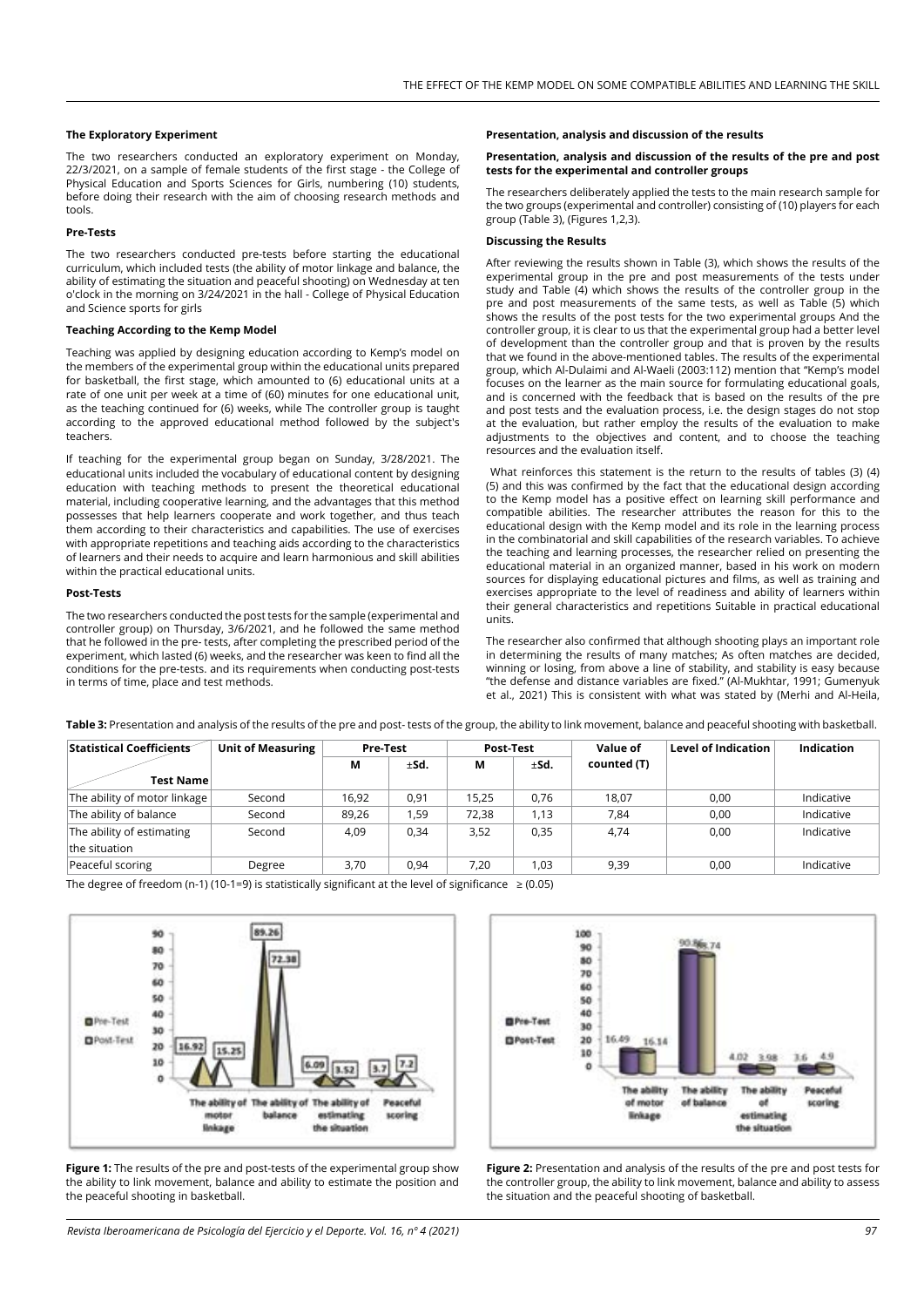### The Exploratory Experiment

The two researchers conducted an exploratory experiment on Monday, 22/3/2021, on a sample of female students of the first stage - the College of Physical Education and Sports Sciences for Girls, numbering (10) students, before doing their research with the aim of choosing research methods and tools.

### Pre-Tests

The two researchers conducted pre-tests before starting the educational curriculum, which included tests (the ability of motor linkage and balance, the ability of estimating the situation and peaceful shooting) on Wednesday at ten o'clock in the morning on 3/24/2021 in the hall - College of Physical Education and Science sports for girls

### Teaching According to the Kemp Model

Teaching was applied by designing education according to Kemp's model on the members of the experimental group within the educational units prepared for basketball, the first stage, which amounted to (6) educational units at a rate of one unit per week at a time of (60) minutes for one educational unit, as the teaching continued for (6) weeks, while The controller group is taught according to the approved educational method followed by the subject's teachers.

If teaching for the experimental group began on Sunday, 3/28/2021. The educational units included the vocabulary of educational content by designing education with teaching methods to present the theoretical educational material, including cooperative learning, and the advantages that this method possesses that help learners cooperate and work together, and thus teach them according to their characteristics and capabilities. The use of exercises with appropriate repetitions and teaching aids according to the characteristics of learners and their needs to acquire and learn harmonious and skill abilities within the practical educational units.

### Post-Tests

The two researchers conducted the post tests for the sample (experimental and controller group) on Thursday, 3/6/2021, and he followed the same method that he followed in the pre- tests, after completing the prescribed period of the experiment, which lasted (6) weeks, and the researcher was keen to find all the conditions for the pre-tests. and its requirements when conducting post-tests in terms of time, place and test methods.

### Presentation, analysis and discussion of the results

### Presentation, analysis and discussion of the results of the pre and post tests for the experimental and controller groups

The researchers deliberately applied the tests to the main research sample for the two groups (experimental and controller) consisting of (10) players for each group (Table 3), (Figures 1,2,3).

### Discussing the Results

After reviewing the results shown in Table (3), which shows the results of the experimental group in the pre and post measurements of the tests under study and Table (4) which shows the results of the controller group in the pre and post measurements of the same tests, as well as Table (5) which shows the results of the post tests for the two experimental groups And the controller group, it is clear to us that the experimental group had a better level of development than the controller group and that is proven by the results that we found in the above-mentioned tables. The results of the experimental group, which Al-Dulaimi and Al-Waeli (2003:112) mention that "Kemp's model focuses on the learner as the main source for formulating educational goals, and is concerned with the feedback that is based on the results of the pre and post tests and the evaluation process, i.e. the design stages do not stop at the evaluation, but rather employ the results of the evaluation to make adjustments to the objectives and content, and to choose the teaching resources and the evaluation itself.

What reinforces this statement is the return to the results of tables (3) (4) (5) and this was confirmed by the fact that the educational design according to the Kemp model has a positive effect on learning skill performance and compatible abilities. The researcher attributes the reason for this to the educational design with the Kemp model and its role in the learning process in the combinatorial and skill capabilities of the research variables. To achieve the teaching and learning processes, the researcher relied on presenting the educational material in an organized manner, based in his work on modern sources for displaying educational pictures and films, as well as training and exercises appropriate to the level of readiness and ability of learners within their general characteristics and repetitions Suitable in practical educational units.

The researcher also confirmed that although shooting plays an important role in determining the results of many matches; As often matches are decided, winning or losing, from above a line of stability, and stability is easy because "the defense and distance variables are fixed." (Al-Mukhtar, 1991; Gumenyuk et al., 2021) This is consistent with what was stated by (Merhi and Al-Heila,

**Table 3:** Presentation and analysis of the results of the pre and post- tests of the group, the ability to link movement, balance and peaceful shooting with basketball.

| Statistical Coefficients / Test Name | Unit of Measuring | Pre-Test | | Post-Test | | Value of counted (T) | Level of Indication | Indication |
|---|---|---|---|---|---|---|---|---|
| | | M | ±Sd. | M | ±Sd. | | | |
| The ability of motor linkage | Second | 16,92 | 0,91 | 15,25 | 0,76 | 18,07 | 0,00 | Indicative |
| The ability of balance | Second | 89,26 | 1,59 | 72,38 | 1,13 | 7,84 | 0,00 | Indicative |
| The ability of estimating the situation | Second | 4,09 | 0,34 | 3,52 | 0,35 | 4,74 | 0,00 | Indicative |
| Peaceful scoring | Degree | 3,70 | 0,94 | 7,20 | 1,03 | 9,39 | 0,00 | Indicative |

The degree of freedom (n-1) (10-1=9) is statistically significant at the level of significance ≥ (0.05)

**Figure 1:** The results of the pre and post-tests of the experimental group show the ability to link movement, balance and ability to estimate the position and the peaceful shooting in basketball.

**Figure 2:** Presentation and analysis of the results of the pre and post tests for the controller group, the ability to link movement, balance and ability to assess the situation and the peaceful shooting of basketball.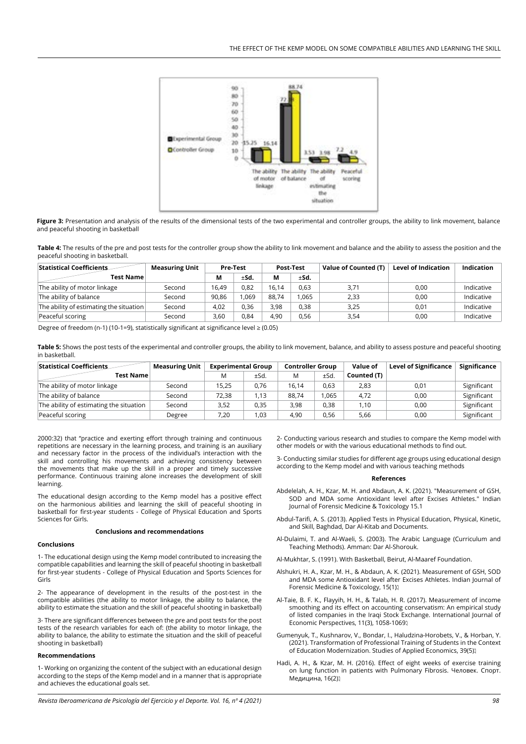**Figure 3:** Presentation and analysis of the results of the dimensional tests of the two experimental and controller groups, the ability to link movement, balance and peaceful shooting in basketball

**Table 4:** The results of the pre and post tests for the controller group show the ability to link movement and balance and the ability to assess the position and the peaceful shooting in basketball.

| Statistical Coefficients / Test Name | Measuring Unit | Pre-Test | | Post-Test | | Value of Counted (T) | Level of Indication | Indication |
|---|---|---|---|---|---|---|---|---|
| | | M | ±Sd. | M | ±Sd. | | | |
| The ability of motor linkage | Second | 16,49 | 0,82 | 16,14 | 0,63 | 3,71 | 0,00 | Indicative |
| The ability of balance | Second | 90,86 | 1,069 | 88,74 | 1,065 | 2,33 | 0,00 | Indicative |
| The ability of estimating the situation | Second | 4,02 | 0,36 | 3,98 | 0,38 | 3,25 | 0,01 | Indicative |
| Peaceful scoring | Second | 3,60 | 0,84 | 4,90 | 0,56 | 3,54 | 0,00 | Indicative |

Degree of freedom (n-1) (10-1=9), statistically significant at significance level ≥ (0.05)

**Table 5:** Shows the post tests of the experimental and controller groups, the ability to link movement, balance, and ability to assess posture and peaceful shooting in basketball.

| Statistical Coefficients / Test Name | Measuring Unit | Experimental Group | | Controller Group | | Value of Counted (T) | Level of Significance | Significance |
|---|---|---|---|---|---|---|---|---|
| | | M | ±Sd. | M | ±Sd. | | | |
| The ability of motor linkage | Second | 15,25 | 0,76 | 16,14 | 0,63 | 2,83 | 0,01 | Significant |
| The ability of balance | Second | 72,38 | 1,13 | 88,74 | 1,065 | 4,72 | 0,00 | Significant |
| The ability of estimating the situation | Second | 3,52 | 0,35 | 3,98 | 0,38 | 1,10 | 0,00 | Significant |
| Peaceful scoring | Degree | 7,20 | 1,03 | 4,90 | 0,56 | 5,66 | 0,00 | Significant |

2000:32) that "practice and exerting effort through training and continuous repetitions are necessary in the learning process, and training is an auxiliary and necessary factor in the process of the individual's interaction with the skill and controlling his movements and achieving consistency between the movements that make up the skill in a proper and timely successive performance. Continuous training alone increases the development of skill learning.

The educational design according to the Kemp model has a positive effect on the harmonious abilities and learning the skill of peaceful shooting in basketball for first-year students - College of Physical Education and Sports Sciences for Girls.

## Conclusions and recommendations

### Conclusions

1- The educational design using the Kemp model contributed to increasing the compatible capabilities and learning the skill of peaceful shooting in basketball for first-year students - College of Physical Education and Sports Sciences for Girls

2- The appearance of development in the results of the post-test in the compatible abilities (the ability to motor linkage, the ability to balance, the ability to estimate the situation and the skill of peaceful shooting in basketball)

3- There are significant differences between the pre and post tests for the post tests of the research variables for each of: (the ability to motor linkage, the ability to balance, the ability to estimate the situation and the skill of peaceful shooting in basketball)

### Recommendations

1- Working on organizing the content of the subject with an educational design according to the steps of the Kemp model and in a manner that is appropriate and achieves the educational goals set.

2- Conducting various research and studies to compare the Kemp model with other models or with the various educational methods to find out.

3- Conducting similar studies for different age groups using educational design according to the Kemp model and with various teaching methods

## References

Abdelelah, A. H., Kzar, M. H. and Abdaun, A. K. (2021). "Measurement of GSH, SOD and MDA some Antioxidant level after Excises Athletes." Indian Journal of Forensic Medicine & Toxicology 15.1

Abdul-Tarifi, A. S. (2013). Applied Tests in Physical Education, Physical, Kinetic, and Skill, Baghdad, Dar Al-Kitab and Documents.

Al-Dulaimi, T. and Al-Waeli, S. (2003). The Arabic Language (Curriculum and Teaching Methods). Amman: Dar Al-Shorouk.

Al-Mukhtar, S. (1991). With Basketball, Beirut, Al-Maaref Foundation.

Alshukri, H. A., Kzar, M. H., & Abdaun, A. K. (2021). Measurement of GSH, SOD and MDA some Antioxidant level after Excises Athletes. Indian Journal of Forensic Medicine & Toxicology, 15(1).

Al-Taie, B. F. K., Flayyih, H. H., & Talab, H. R. (2017). Measurement of income smoothing and its effect on accounting conservatism: An empirical study of listed companies in the Iraqi Stock Exchange. International Journal of Economic Perspectives, 11(3), 1058-1069.

Gumenyuk, T., Kushnarov, V., Bondar, I., Haludzina-Horobets, V., & Horban, Y. (2021). Transformation of Professional Training of Students in the Context of Education Modernization. Studies of Applied Economics, 39(5).

Hadi, A. H., & Kzar, M. H. (2016). Effect of eight weeks of exercise training on lung function in patients with Pulmonary Fibrosis. Человек. Спорт. Медицина, 16(2).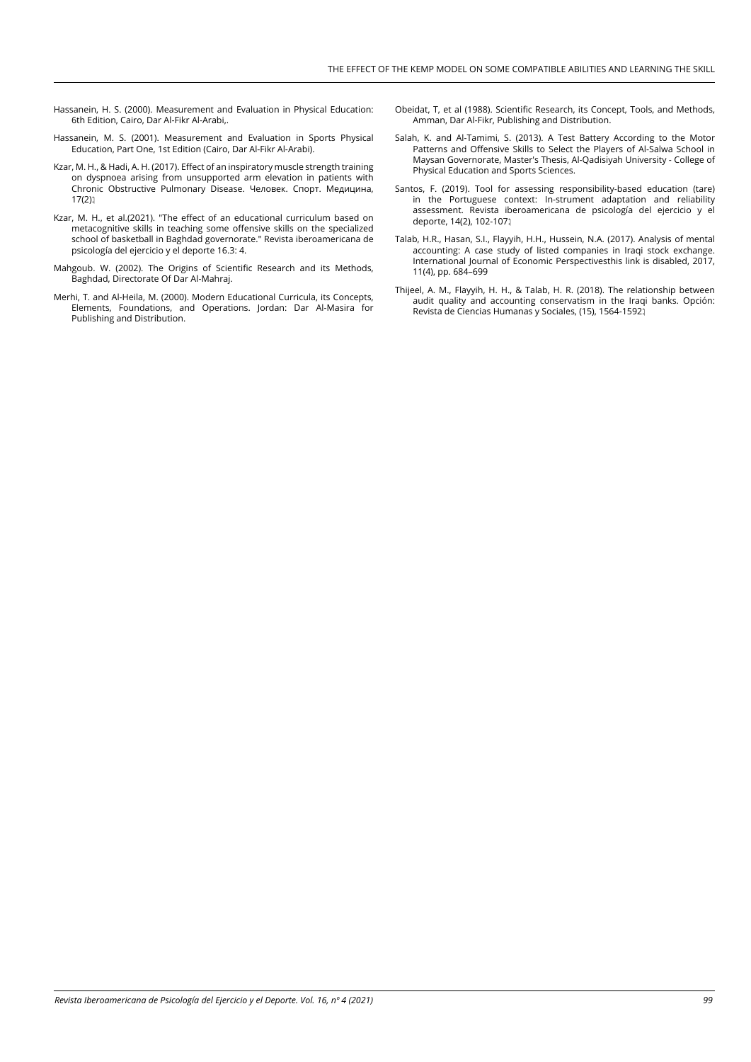Hassanein, H. S. (2000). Measurement and Evaluation in Physical Education: 6th Edition, Cairo, Dar Al-Fikr Al-Arabi,.

Hassanein, M. S. (2001). Measurement and Evaluation in Sports Physical Education, Part One, 1st Edition (Cairo, Dar Al-Fikr Al-Arabi).

Kzar, M. H., & Hadi, A. H. (2017). Effect of an inspiratory muscle strength training on dyspnoea arising from unsupported arm elevation in patients with Chronic Obstructive Pulmonary Disease. Человек. Спорт. Медицина, 17(2).

Kzar, M. H., et al.(2021). "The effect of an educational curriculum based on metacognitive skills in teaching some offensive skills on the specialized school of basketball in Baghdad governorate." Revista iberoamericana de psicología del ejercicio y el deporte 16.3: 4.

Mahgoub. W. (2002). The Origins of Scientific Research and its Methods, Baghdad, Directorate Of Dar Al-Mahraj.

Merhi, T. and Al-Heila, M. (2000). Modern Educational Curricula, its Concepts, Elements, Foundations, and Operations. Jordan: Dar Al-Masira for Publishing and Distribution.

Obeidat, T, et al (1988). Scientific Research, its Concept, Tools, and Methods, Amman, Dar Al-Fikr, Publishing and Distribution.

Salah, K. and Al-Tamimi, S. (2013). A Test Battery According to the Motor Patterns and Offensive Skills to Select the Players of Al-Salwa School in Maysan Governorate, Master's Thesis, Al-Qadisiyah University - College of Physical Education and Sports Sciences.

Santos, F. (2019). Tool for assessing responsibility-based education (tare) in the Portuguese context: In-strument adaptation and reliability assessment. Revista iberoamericana de psicología del ejercicio y el deporte, 14(2), 102-107.

Talab, H.R., Hasan, S.I., Flayyih, H.H., Hussein, N.A. (2017). Analysis of mental accounting: A case study of listed companies in Iraqi stock exchange. International Journal of Economic Perspectivesthis link is disabled, 2017, 11(4), pp. 684–699

Thijeel, A. M., Flayyih, H. H., & Talab, H. R. (2018). The relationship between audit quality and accounting conservatism in the Iraqi banks. Opción: Revista de Ciencias Humanas y Sociales, (15), 1564-1592.